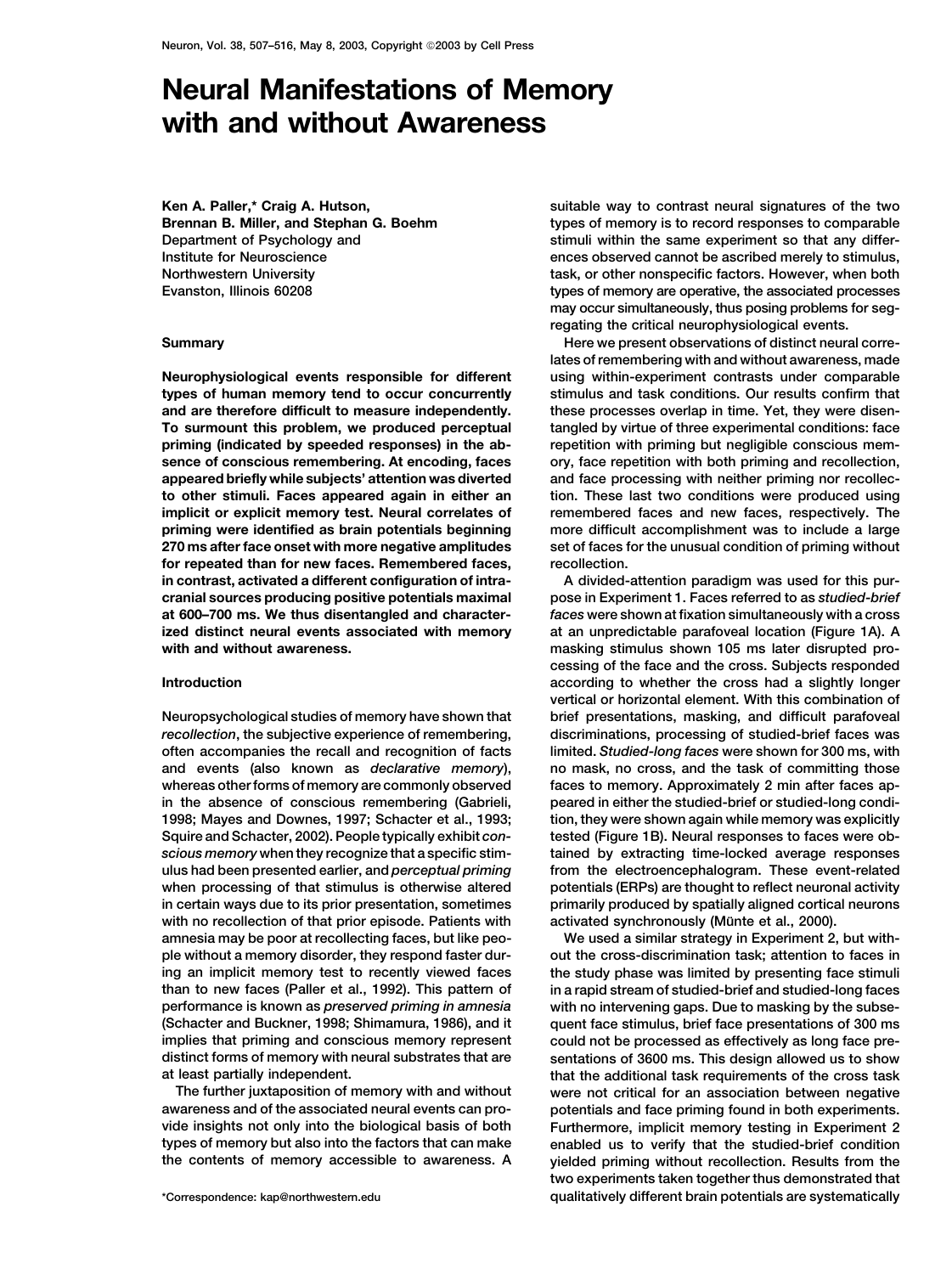# Neural Manifestations of Memory with and without Awareness

**Ken A. Paller,* Craig A. Hutson, Brennan B. Miller, and Stephan G. Boehm**
Department of Psychology and
Institute for Neuroscience
Northwestern University
Evanston, Illinois 60208

## Summary

**Neurophysiological events responsible for different types of human memory tend to occur concurrently and are therefore difficult to measure independently. To surmount this problem, we produced perceptual priming (indicated by speeded responses) in the absence of conscious remembering. At encoding, faces appeared briefly while subjects' attention was diverted to other stimuli. Faces appeared again in either an implicit or explicit memory test. Neural correlates of priming were identified as brain potentials beginning 270 ms after face onset with more negative amplitudes for repeated than for new faces. Remembered faces, in contrast, activated a different configuration of intracranial sources producing positive potentials maximal at 600–700 ms. We thus disentangled and characterized distinct neural events associated with memory with and without awareness.**

## Introduction

Neuropsychological studies of memory have shown that *recollection*, the subjective experience of remembering, often accompanies the recall and recognition of facts and events (also known as *declarative memory*), whereas other forms of memory are commonly observed in the absence of conscious remembering (Gabrieli, 1998; Mayes and Downes, 1997; Schacter et al., 1993; Squire and Schacter, 2002). People typically exhibit *conscious memory* when they recognize that a specific stimulus had been presented earlier, and *perceptual priming* when processing of that stimulus is otherwise altered in certain ways due to its prior presentation, sometimes with no recollection of that prior episode. Patients with amnesia may be poor at recollecting faces, but like people without a memory disorder, they respond faster during an implicit memory test to recently viewed faces than to new faces (Paller et al., 1992). This pattern of performance is known as *preserved priming in amnesia* (Schacter and Buckner, 1998; Shimamura, 1986), and it implies that priming and conscious memory represent distinct forms of memory with neural substrates that are at least partially independent.

The further juxtaposition of memory with and without awareness and of the associated neural events can provide insights not only into the biological basis of both types of memory but also into the factors that can make the contents of memory accessible to awareness. A suitable way to contrast neural signatures of the two types of memory is to record responses to comparable stimuli within the same experiment so that any differences observed cannot be ascribed merely to stimulus, task, or other nonspecific factors. However, when both types of memory are operative, the associated processes may occur simultaneously, thus posing problems for segregating the critical neurophysiological events.

Here we present observations of distinct neural correlates of remembering with and without awareness, made using within-experiment contrasts under comparable stimulus and task conditions. Our results confirm that these processes overlap in time. Yet, they were disentangled by virtue of three experimental conditions: face repetition with priming but negligible conscious memory, face repetition with both priming and recollection, and face processing with neither priming nor recollection. These last two conditions were produced using remembered faces and new faces, respectively. The more difficult accomplishment was to include a large set of faces for the unusual condition of priming without recollection.

A divided-attention paradigm was used for this purpose in Experiment 1. Faces referred to as *studied-brief faces* were shown at fixation simultaneously with a cross at an unpredictable parafoveal location (Figure 1A). A masking stimulus shown 105 ms later disrupted processing of the face and the cross. Subjects responded according to whether the cross had a slightly longer vertical or horizontal element. With this combination of brief presentations, masking, and difficult parafoveal discriminations, processing of studied-brief faces was limited. *Studied-long faces* were shown for 300 ms, with no mask, no cross, and the task of committing those faces to memory. Approximately 2 min after faces appeared in either the studied-brief or studied-long condition, they were shown again while memory was explicitly tested (Figure 1B). Neural responses to faces were obtained by extracting time-locked average responses from the electroencephalogram. These event-related potentials (ERPs) are thought to reflect neuronal activity primarily produced by spatially aligned cortical neurons activated synchronously (Münte et al., 2000).

We used a similar strategy in Experiment 2, but without the cross-discrimination task; attention to faces in the study phase was limited by presenting face stimuli in a rapid stream of studied-brief and studied-long faces with no intervening gaps. Due to masking by the subsequent face stimulus, brief face presentations of 300 ms could not be processed as effectively as long face presentations of 3600 ms. This design allowed us to show that the additional task requirements of the cross task were not critical for an association between negative potentials and face priming found in both experiments. Furthermore, implicit memory testing in Experiment 2 enabled us to verify that the studied-brief condition yielded priming without recollection. Results from the two experiments taken together thus demonstrated that qualitatively different brain potentials are systematically

*Correspondence: kap@northwestern.edu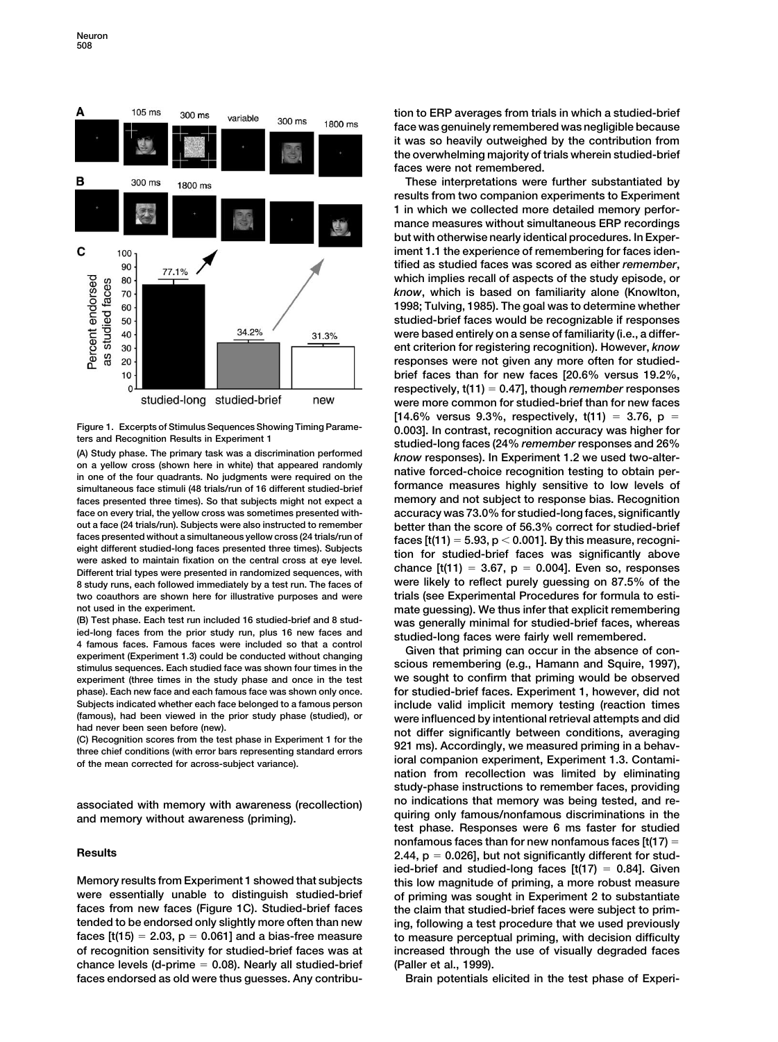Figure 1. Excerpts of Stimulus Sequences Showing Timing Parameters and Recognition Results in Experiment 1

(A) Study phase. The primary task was a discrimination performed on a yellow cross (shown here in white) that appeared randomly in one of the four quadrants. No judgments were required on the simultaneous face stimuli (48 trials/run of 16 different studied-brief faces presented three times). So that subjects might not expect a face on every trial, the yellow cross was sometimes presented without a face (24 trials/run). Subjects were also instructed to remember faces presented without a simultaneous yellow cross (24 trials/run of eight different studied-long faces presented three times). Subjects were asked to maintain fixation on the central cross at eye level. Different trial types were presented in randomized sequences, with 8 study runs, each followed immediately by a test run. The faces of two coauthors are shown here for illustrative purposes and were not used in the experiment.

(B) Test phase. Each test run included 16 studied-brief and 8 studied-long faces from the prior study run, plus 16 new faces and 4 famous faces. Famous faces were included so that a control experiment (Experiment 1.3) could be conducted without changing stimulus sequences. Each studied face was shown four times in the experiment (three times in the study phase and once in the test phase). Each new face and each famous face was shown only once. Subjects indicated whether each face belonged to a famous person (famous), had been viewed in the prior study phase (studied), or had never been seen before (new).

(C) Recognition scores from the test phase in Experiment 1 for the three chief conditions (with error bars representing standard errors of the mean corrected for across-subject variance).

associated with memory with awareness (recollection) and memory without awareness (priming).

## Results

Memory results from Experiment 1 showed that subjects were essentially unable to distinguish studied-brief faces from new faces (Figure 1C). Studied-brief faces tended to be endorsed only slightly more often than new faces [$t(15) = 2.03$, $p = 0.061$] and a bias-free measure of recognition sensitivity for studied-brief faces was at chance levels (d-prime = 0.08). Nearly all studied-brief faces endorsed as old were thus guesses. Any contribution to ERP averages from trials in which a studied-brief face was genuinely remembered was negligible because it was so heavily outweighed by the contribution from the overwhelming majority of trials wherein studied-brief faces were not remembered.

These interpretations were further substantiated by results from two companion experiments to Experiment 1 in which we collected more detailed memory performance measures without simultaneous ERP recordings but with otherwise nearly identical procedures. In Experiment 1.1 the experience of remembering for faces identified as studied faces was scored as either *remember*, which implies recall of aspects of the study episode, or *know*, which is based on familiarity alone (Knowlton, 1998; Tulving, 1985). The goal was to determine whether studied-brief faces would be recognizable if responses were based entirely on a sense of familiarity (i.e., a different criterion for registering recognition). However, *know* responses were not given any more often for studied-brief faces than for new faces [20.6% versus 19.2%, respectively, $t(11) = 0.47$], though *remember* responses were more common for studied-brief than for new faces [14.6% versus 9.3%, respectively, $t(11) = 3.76$, $p = 0.003$]. In contrast, recognition accuracy was higher for studied-long faces (24% *remember* responses and 26% *know* responses). In Experiment 1.2 we used two-alternative forced-choice recognition testing to obtain performance measures highly sensitive to low levels of memory and not subject to response bias. Recognition accuracy was 73.0% for studied-long faces, significantly better than the score of 56.3% correct for studied-brief faces [$t(11) = 5.93$, $p < 0.001$]. By this measure, recognition for studied-brief faces was significantly above chance [$t(11) = 3.67$, $p = 0.004$]. Even so, responses were likely to reflect purely guessing on 87.5% of the trials (see Experimental Procedures for formula to estimate guessing). We thus infer that explicit remembering was generally minimal for studied-brief faces, whereas studied-long faces were fairly well remembered.

Given that priming can occur in the absence of conscious remembering (e.g., Hamann and Squire, 1997), we sought to confirm that priming would be observed for studied-brief faces. Experiment 1, however, did not include valid implicit memory testing (reaction times were influenced by intentional retrieval attempts and did not differ significantly between conditions, averaging 921 ms). Accordingly, we measured priming in a behavioral companion experiment, Experiment 1.3. Contamination from recollection was limited by eliminating study-phase instructions to remember faces, providing no indications that memory was being tested, and requiring only famous/nonfamous discriminations in the test phase. Responses were 6 ms faster for studied nonfamous faces than for new nonfamous faces [$t(17) = 2.44$, $p = 0.026$], but not significantly different for studied-brief and studied-long faces [$t(17) = 0.84$]. Given this low magnitude of priming, a more robust measure of priming was sought in Experiment 2 to substantiate the claim that studied-brief faces were subject to priming, following a test procedure that we used previously to measure perceptual priming, with decision difficulty increased through the use of visually degraded faces (Paller et al., 1999).

Brain potentials elicited in the test phase of Experi-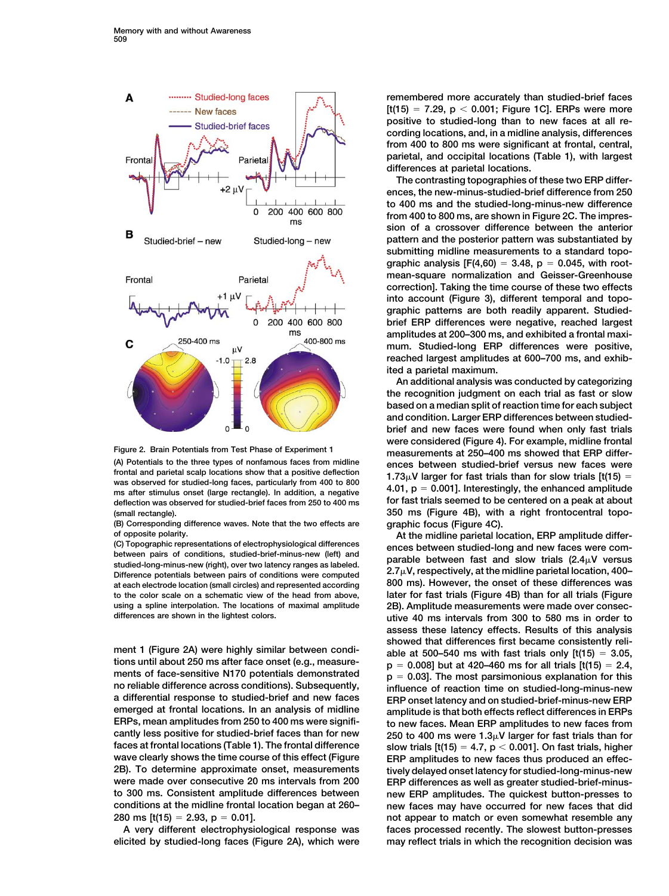Figure 2. Brain Potentials from Test Phase of Experiment 1

(A) Potentials to the three types of nonfamous faces from midline frontal and parietal scalp locations show that a positive deflection was observed for studied-long faces, particularly from 400 to 800 ms after stimulus onset (large rectangle). In addition, a negative deflection was observed for studied-brief faces from 250 to 400 ms (small rectangle).

(B) Corresponding difference waves. Note that the two effects are of opposite polarity.

(C) Topographic representations of electrophysiological differences between pairs of conditions, studied-brief-minus-new (left) and studied-long-minus-new (right), over two latency ranges as labeled. Difference potentials between pairs of conditions were computed at each electrode location (small circles) and represented according to the color scale on a schematic view of the head from above, using a spline interpolation. The locations of maximal amplitude differences are shown in the lightest colors.

ment 1 (Figure 2A) were highly similar between conditions until about 250 ms after face onset (e.g., measurements of face-sensitive N170 potentials demonstrated no reliable difference across conditions). Subsequently, a differential response to studied-brief and new faces emerged at frontal locations. In an analysis of midline ERPs, mean amplitudes from 250 to 400 ms were significantly less positive for studied-brief faces than for new faces at frontal locations (Table 1). The frontal difference wave clearly shows the time course of this effect (Figure 2B). To determine approximate onset, measurements were made over consecutive 20 ms intervals from 200 to 300 ms. Consistent amplitude differences between conditions at the midline frontal location began at 260–280 ms [$t(15) = 2.93$, $p = 0.01$].

A very different electrophysiological response was elicited by studied-long faces (Figure 2A), which were remembered more accurately than studied-brief faces [$t(15) = 7.29$, $p < 0.001$; Figure 1C]. ERPs were more positive to studied-long than to new faces at all recording locations, and, in a midline analysis, differences from 400 to 800 ms were significant at frontal, central, parietal, and occipital locations (Table 1), with largest differences at parietal locations.

The contrasting topographies of these two ERP differences, the new-minus-studied-brief difference from 250 to 400 ms and the studied-long-minus-new difference from 400 to 800 ms, are shown in Figure 2C. The impression of a crossover difference between the anterior pattern and the posterior pattern was substantiated by submitting midline measurements to a standard topographic analysis [$F(4,60) = 3.48$, $p = 0.045$, with root-mean-square normalization and Geisser-Greenhouse correction]. Taking the time course of these two effects into account (Figure 3), different temporal and topographic patterns are both readily apparent. Studied-brief ERP differences were negative, reached largest amplitudes at 200–300 ms, and exhibited a frontal maximum. Studied-long ERP differences were positive, reached largest amplitudes at 600–700 ms, and exhibited a parietal maximum.

An additional analysis was conducted by categorizing the recognition judgment on each trial as fast or slow based on a median split of reaction time for each subject and condition. Larger ERP differences between studied-brief and new faces were found when only fast trials were considered (Figure 4). For example, midline frontal measurements at 250–400 ms showed that ERP differences between studied-brief versus new faces were 1.73$\mu$V larger for fast trials than for slow trials [$t(15) = 4.01$, $p = 0.001$]. Interestingly, the enhanced amplitude for fast trials seemed to be centered on a peak at about 350 ms (Figure 4B), with a right frontocentral topographic focus (Figure 4C).

At the midline parietal location, ERP amplitude differences between studied-long and new faces were comparable between fast and slow trials (2.4$\mu$V versus 2.7$\mu$V, respectively, at the midline parietal location, 400–800 ms). However, the onset of these differences was later for fast trials (Figure 4B) than for all trials (Figure 2B). Amplitude measurements were made over consecutive 40 ms intervals from 300 to 580 ms in order to assess these latency effects. Results of this analysis showed that differences first became consistently reliable at 500–540 ms with fast trials only [$t(15) = 3.05$, $p = 0.008$] but at 420–460 ms for all trials [$t(15) = 2.4$, $p = 0.03$]. The most parsimonious explanation for this influence of reaction time on studied-long-minus-new ERP onset latency and on studied-brief-minus-new ERP amplitude is that both effects reflect differences in ERPs to new faces. Mean ERP amplitudes to new faces from 250 to 400 ms were 1.3$\mu$V larger for fast trials than for slow trials [$t(15) = 4.7$, $p < 0.001$]. On fast trials, higher ERP amplitudes to new faces thus produced an effectively delayed onset latency for studied-long-minus-new ERP differences as well as greater studied-brief-minus-new ERP amplitudes. The quickest button-presses to new faces may have occurred for new faces that did not appear to match or even somewhat resemble any faces processed recently. The slowest button-presses may reflect trials in which the recognition decision was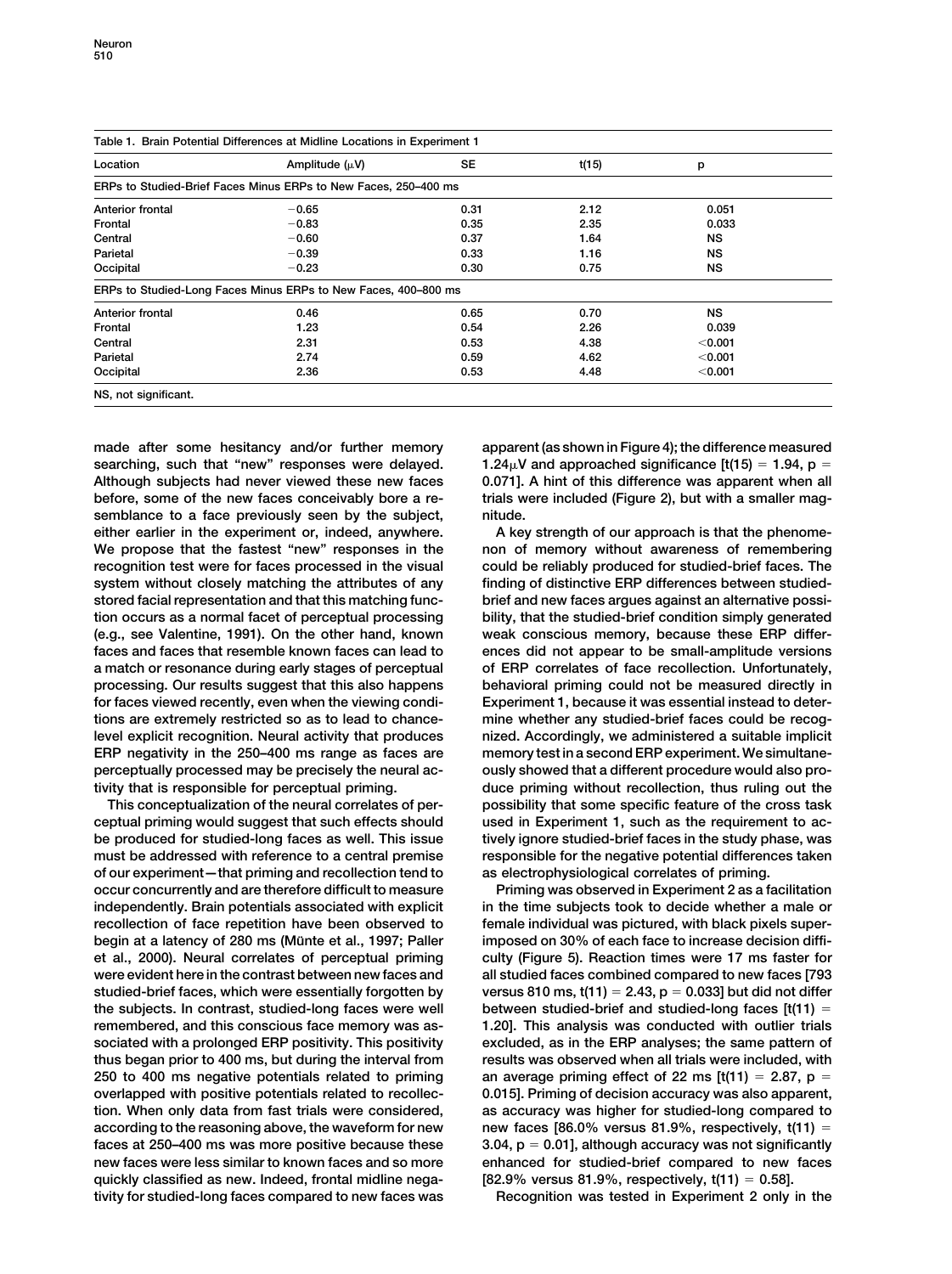Table 1. Brain Potential Differences at Midline Locations in Experiment 1

| Location | Amplitude (μV) | SE | t(15) | p |
|---|---|---|---|---|
| ERPs to Studied-Brief Faces Minus ERPs to New Faces, 250–400 ms | | | | |
| Anterior frontal | −0.65 | 0.31 | 2.12 | 0.051 |
| Frontal | −0.83 | 0.35 | 2.35 | 0.033 |
| Central | −0.60 | 0.37 | 1.64 | NS |
| Parietal | −0.39 | 0.33 | 1.16 | NS |
| Occipital | −0.23 | 0.30 | 0.75 | NS |
| ERPs to Studied-Long Faces Minus ERPs to New Faces, 400–800 ms | | | | |
| Anterior frontal | 0.46 | 0.65 | 0.70 | NS |
| Frontal | 1.23 | 0.54 | 2.26 | 0.039 |
| Central | 2.31 | 0.53 | 4.38 | <0.001 |
| Parietal | 2.74 | 0.59 | 4.62 | <0.001 |
| Occipital | 2.36 | 0.53 | 4.48 | <0.001 |

NS, not significant.

made after some hesitancy and/or further memory searching, such that "new" responses were delayed. Although subjects had never viewed these new faces before, some of the new faces conceivably bore a resemblance to a face previously seen by the subject, either earlier in the experiment or, indeed, anywhere. We propose that the fastest "new" responses in the recognition test were for faces processed in the visual system without closely matching the attributes of any stored facial representation and that this matching function occurs as a normal facet of perceptual processing (e.g., see Valentine, 1991). On the other hand, known faces and faces that resemble known faces can lead to a match or resonance during early stages of perceptual processing. Our results suggest that this also happens for faces viewed recently, even when the viewing conditions are extremely restricted so as to lead to chance-level explicit recognition. Neural activity that produces ERP negativity in the 250–400 ms range as faces are perceptually processed may be precisely the neural activity that is responsible for perceptual priming.

This conceptualization of the neural correlates of perceptual priming would suggest that such effects should be produced for studied-long faces as well. This issue must be addressed with reference to a central premise of our experiment—that priming and recollection tend to occur concurrently and are therefore difficult to measure independently. Brain potentials associated with explicit recollection of face repetition have been observed to begin at a latency of 280 ms (Münte et al., 1997; Paller et al., 2000). Neural correlates of perceptual priming were evident here in the contrast between new faces and studied-brief faces, which were essentially forgotten by the subjects. In contrast, studied-long faces were well remembered, and this conscious face memory was associated with a prolonged ERP positivity. This positivity thus began prior to 400 ms, but during the interval from 250 to 400 ms negative potentials related to priming overlapped with positive potentials related to recollection. When only data from fast trials were considered, according to the reasoning above, the waveform for new faces at 250–400 ms was more positive because these new faces were less similar to known faces and so more quickly classified as new. Indeed, frontal midline negativity for studied-long faces compared to new faces was apparent (as shown in Figure 4); the difference measured 1.24μV and approached significance [$t(15) = 1.94$, $p = 0.071$]. A hint of this difference was apparent when all trials were included (Figure 2), but with a smaller magnitude.

A key strength of our approach is that the phenomenon of memory without awareness of remembering could be reliably produced for studied-brief faces. The finding of distinctive ERP differences between studied-brief and new faces argues against an alternative possibility, that the studied-brief condition simply generated weak conscious memory, because these ERP differences did not appear to be small-amplitude versions of ERP correlates of face recollection. Unfortunately, behavioral priming could not be measured directly in Experiment 1, because it was essential instead to determine whether any studied-brief faces could be recognized. Accordingly, we administered a suitable implicit memory test in a second ERP experiment. We simultaneously showed that a different procedure would also produce priming without recollection, thus ruling out the possibility that some specific feature of the cross task used in Experiment 1, such as the requirement to actively ignore studied-brief faces in the study phase, was responsible for the negative potential differences taken as electrophysiological correlates of priming.

Priming was observed in Experiment 2 as a facilitation in the time subjects took to decide whether a male or female individual was pictured, with black pixels superimposed on 30% of each face to increase decision difficulty (Figure 5). Reaction times were 17 ms faster for all studied faces combined compared to new faces [793 versus 810 ms, $t(11) = 2.43$, $p = 0.033$] but did not differ between studied-brief and studied-long faces [$t(11) = 1.20$]. This analysis was conducted with outlier trials excluded, as in the ERP analyses; the same pattern of results was observed when all trials were included, with an average priming effect of 22 ms [$t(11) = 2.87$, $p = 0.015$]. Priming of decision accuracy was also apparent, as accuracy was higher for studied-long compared to new faces [86.0% versus 81.9%, respectively, $t(11) = 3.04$, $p = 0.01$], although accuracy was not significantly enhanced for studied-brief compared to new faces [82.9% versus 81.9%, respectively, $t(11) = 0.58$].

Recognition was tested in Experiment 2 only in the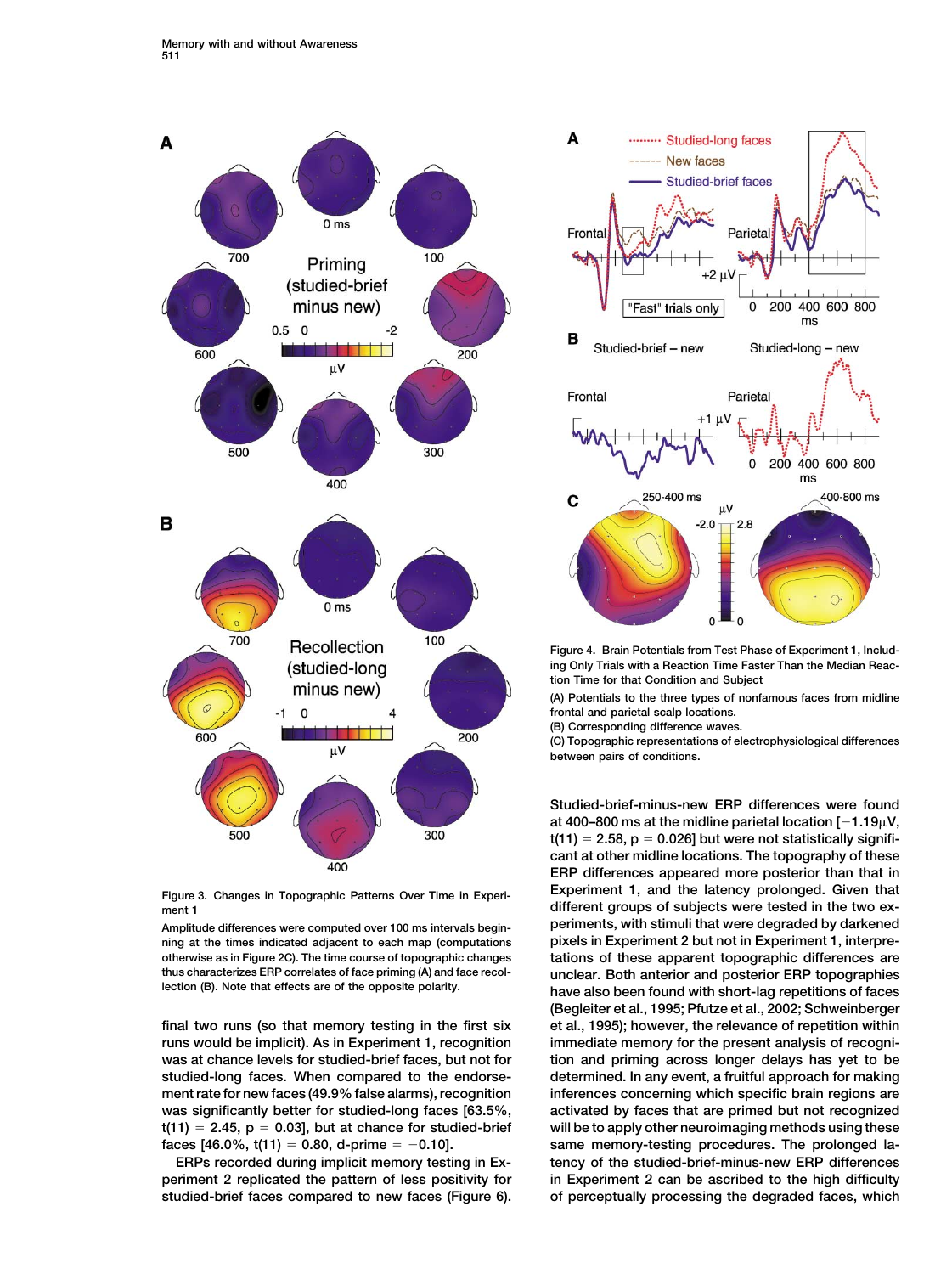Figure 3. Changes in Topographic Patterns Over Time in Experiment 1

Amplitude differences were computed over 100 ms intervals beginning at the times indicated adjacent to each map (computations otherwise as in Figure 2C). The time course of topographic changes thus characterizes ERP correlates of face priming (A) and face recollection (B). Note that effects are of the opposite polarity.

Figure 4. Brain Potentials from Test Phase of Experiment 1, Including Only Trials with a Reaction Time Faster Than the Median Reaction Time for that Condition and Subject

(A) Potentials to the three types of nonfamous faces from midline frontal and parietal scalp locations.

(B) Corresponding difference waves.

(C) Topographic representations of electrophysiological differences between pairs of conditions.

final two runs (so that memory testing in the first six runs would be implicit). As in Experiment 1, recognition was at chance levels for studied-brief faces, but not for studied-long faces. When compared to the endorsement rate for new faces (49.9% false alarms), recognition was significantly better for studied-long faces [63.5%, $t(11) = 2.45$, $p = 0.03$], but at chance for studied-brief faces [46.0%, $t(11) = 0.80$, d-prime $= -0.10$].

ERPs recorded during implicit memory testing in Experiment 2 replicated the pattern of less positivity for studied-brief faces compared to new faces (Figure 6). Studied-brief-minus-new ERP differences were found at 400–800 ms at the midline parietal location [$-1.19\mu V$, $t(11) = 2.58$, $p = 0.026$] but were not statistically significant at other midline locations. The topography of these ERP differences appeared more posterior than that in Experiment 1, and the latency prolonged. Given that different groups of subjects were tested in the two experiments, with stimuli that were degraded by darkened pixels in Experiment 2 but not in Experiment 1, interpretations of these apparent topographic differences are unclear. Both anterior and posterior ERP topographies have also been found with short-lag repetitions of faces (Begleiter et al., 1995; Pfutze et al., 2002; Schweinberger et al., 1995); however, the relevance of repetition within immediate memory for the present analysis of recognition and priming across longer delays has yet to be determined. In any event, a fruitful approach for making inferences concerning which specific brain regions are activated by faces that are primed but not recognized will be to apply other neuroimaging methods using these same memory-testing procedures. The prolonged latency of the studied-brief-minus-new ERP differences in Experiment 2 can be ascribed to the high difficulty of perceptually processing the degraded faces, which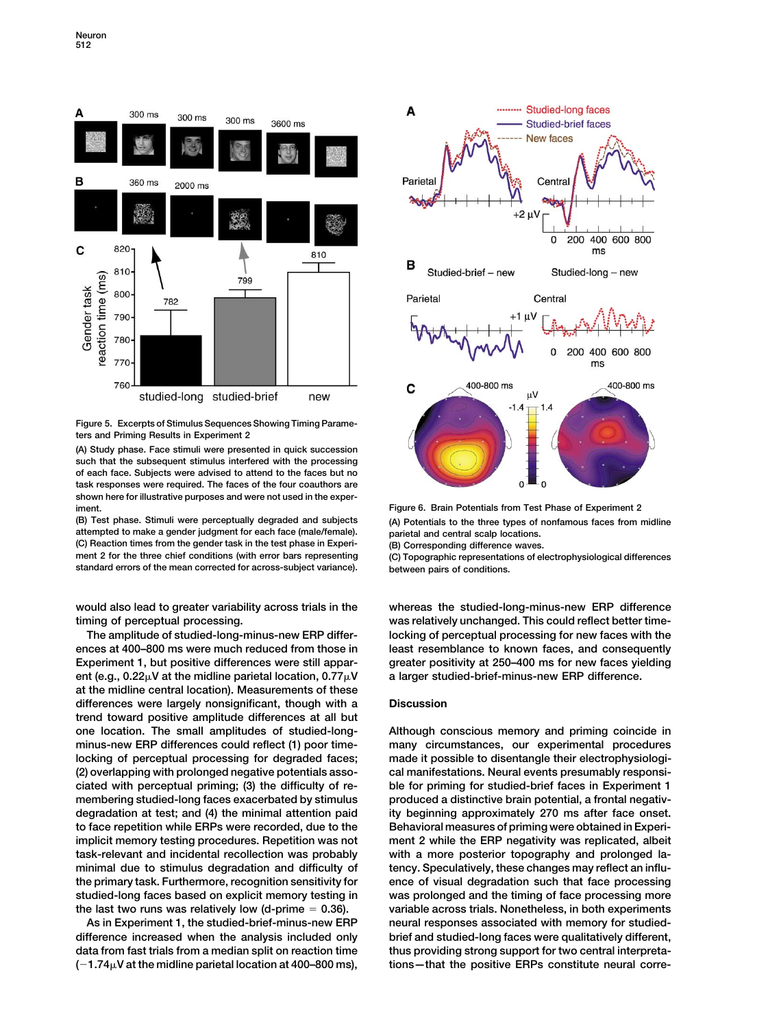Figure 5. Excerpts of Stimulus Sequences Showing Timing Parameters and Priming Results in Experiment 2

(A) Study phase. Face stimuli were presented in quick succession such that the subsequent stimulus interfered with the processing of each face. Subjects were advised to attend to the faces but no task responses were required. The faces of the four coauthors are shown here for illustrative purposes and were not used in the experiment.

(B) Test phase. Stimuli were perceptually degraded and subjects attempted to make a gender judgment for each face (male/female).

(C) Reaction times from the gender task in the test phase in Experiment 2 for the three chief conditions (with error bars representing standard errors of the mean corrected for across-subject variance).

Figure 6. Brain Potentials from Test Phase of Experiment 2

(A) Potentials to the three types of nonfamous faces from midline parietal and central scalp locations.

(B) Corresponding difference waves.

(C) Topographic representations of electrophysiological differences between pairs of conditions.

would also lead to greater variability across trials in the timing of perceptual processing.

The amplitude of studied-long-minus-new ERP differences at 400–800 ms were much reduced from those in Experiment 1, but positive differences were still apparent (e.g., 0.22μV at the midline parietal location, 0.77μV at the midline central location). Measurements of these differences were largely nonsignificant, though with a trend toward positive amplitude differences at all but one location. The small amplitudes of studied-long-minus-new ERP differences could reflect (1) poor time-locking of perceptual processing for degraded faces; (2) overlapping with prolonged negative potentials associated with perceptual priming; (3) the difficulty of remembering studied-long faces exacerbated by stimulus degradation at test; and (4) the minimal attention paid to face repetition while ERPs were recorded, due to the implicit memory testing procedures. Repetition was not task-relevant and incidental recollection was probably minimal due to stimulus degradation and difficulty of the primary task. Furthermore, recognition sensitivity for studied-long faces based on explicit memory testing in the last two runs was relatively low (d-prime = 0.36).

As in Experiment 1, the studied-brief-minus-new ERP difference increased when the analysis included only data from fast trials from a median split on reaction time (−1.74μV at the midline parietal location at 400–800 ms), whereas the studied-long-minus-new ERP difference was relatively unchanged. This could reflect better time-locking of perceptual processing for new faces with the least resemblance to known faces, and consequently greater positivity at 250–400 ms for new faces yielding a larger studied-brief-minus-new ERP difference.

## Discussion

Although conscious memory and priming coincide in many circumstances, our experimental procedures made it possible to disentangle their electrophysiological manifestations. Neural events presumably responsible for priming for studied-brief faces in Experiment 1 produced a distinctive brain potential, a frontal negativity beginning approximately 270 ms after face onset. Behavioral measures of priming were obtained in Experiment 2 while the ERP negativity was replicated, albeit with a more posterior topography and prolonged latency. Speculatively, these changes may reflect an influence of visual degradation such that face processing was prolonged and the timing of face processing more variable across trials. Nonetheless, in both experiments neural responses associated with memory for studied-brief and studied-long faces were qualitatively different, thus providing strong support for two central interpretations—that the positive ERPs constitute neural corre-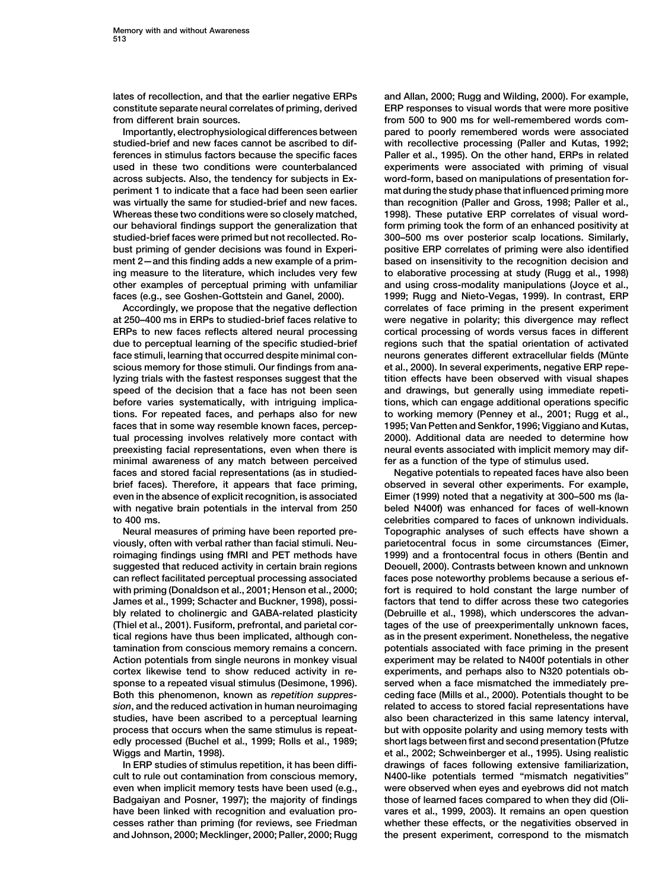lates of recollection, and that the earlier negative ERPs constitute separate neural correlates of priming, derived from different brain sources.

Importantly, electrophysiological differences between studied-brief and new faces cannot be ascribed to differences in stimulus factors because the specific faces used in these two conditions were counterbalanced across subjects. Also, the tendency for subjects in Experiment 1 to indicate that a face had been seen earlier was virtually the same for studied-brief and new faces. Whereas these two conditions were so closely matched, our behavioral findings support the generalization that studied-brief faces were primed but not recollected. Robust priming of gender decisions was found in Experiment 2—and this finding adds a new example of a priming measure to the literature, which includes very few other examples of perceptual priming with unfamiliar faces (e.g., see Goshen-Gottstein and Ganel, 2000).

Accordingly, we propose that the negative deflection at 250–400 ms in ERPs to studied-brief faces relative to ERPs to new faces reflects altered neural processing due to perceptual learning of the specific studied-brief face stimuli, learning that occurred despite minimal conscious memory for those stimuli. Our findings from analyzing trials with the fastest responses suggest that the speed of the decision that a face has not been seen before varies systematically, with intriguing implications. For repeated faces, and perhaps also for new faces that in some way resemble known faces, perceptual processing involves relatively more contact with preexisting facial representations, even when there is minimal awareness of any match between perceived faces and stored facial representations (as in studied-brief faces). Therefore, it appears that face priming, even in the absence of explicit recognition, is associated with negative brain potentials in the interval from 250 to 400 ms.

Neural measures of priming have been reported previously, often with verbal rather than facial stimuli. Neuroimaging findings using fMRI and PET methods have suggested that reduced activity in certain brain regions can reflect facilitated perceptual processing associated with priming (Donaldson et al., 2001; Henson et al., 2000; James et al., 1999; Schacter and Buckner, 1998), possibly related to cholinergic and GABA-related plasticity (Thiel et al., 2001). Fusiform, prefrontal, and parietal cortical regions have thus been implicated, although contamination from conscious memory remains a concern. Action potentials from single neurons in monkey visual cortex likewise tend to show reduced activity in response to a repeated visual stimulus (Desimone, 1996). Both this phenomenon, known as *repetition suppression*, and the reduced activation in human neuroimaging studies, have been ascribed to a perceptual learning process that occurs when the same stimulus is repeatedly processed (Buchel et al., 1999; Rolls et al., 1989; Wiggs and Martin, 1998).

In ERP studies of stimulus repetition, it has been difficult to rule out contamination from conscious memory, even when implicit memory tests have been used (e.g., Badgaiyan and Posner, 1997); the majority of findings have been linked with recognition and evaluation processes rather than priming (for reviews, see Friedman and Johnson, 2000; Mecklinger, 2000; Paller, 2000; Rugg and Allan, 2000; Rugg and Wilding, 2000). For example, ERP responses to visual words that were more positive from 500 to 900 ms for well-remembered words compared to poorly remembered words were associated with recollective processing (Paller and Kutas, 1992; Paller et al., 1995). On the other hand, ERPs in related experiments were associated with priming of visual word-form, based on manipulations of presentation format during the study phase that influenced priming more than recognition (Paller and Gross, 1998; Paller et al., 1998). These putative ERP correlates of visual word-form priming took the form of an enhanced positivity at 300–500 ms over posterior scalp locations. Similarly, positive ERP correlates of priming were also identified based on insensitivity to the recognition decision and to elaborative processing at study (Rugg et al., 1998) and using cross-modality manipulations (Joyce et al., 1999; Rugg and Nieto-Vegas, 1999). In contrast, ERP correlates of face priming in the present experiment were negative in polarity; this divergence may reflect cortical processing of words versus faces in different regions such that the spatial orientation of activated neurons generates different extracellular fields (Münte et al., 2000). In several experiments, negative ERP repetition effects have been observed with visual shapes and drawings, but generally using immediate repetitions, which can engage additional operations specific to working memory (Penney et al., 2001; Rugg et al., 1995; Van Petten and Senkfor, 1996; Viggiano and Kutas, 2000). Additional data are needed to determine how neural events associated with implicit memory may differ as a function of the type of stimulus used.

Negative potentials to repeated faces have also been observed in several other experiments. For example, Eimer (1999) noted that a negativity at 300–500 ms (labeled N400f) was enhanced for faces of well-known celebrities compared to faces of unknown individuals. Topographic analyses of such effects have shown a parietocentral focus in some circumstances (Eimer, 1999) and a frontocentral focus in others (Bentin and Deouell, 2000). Contrasts between known and unknown faces pose noteworthy problems because a serious effort is required to hold constant the large number of factors that tend to differ across these two categories (Debruille et al., 1998), which underscores the advantages of the use of preexperimentally unknown faces, as in the present experiment. Nonetheless, the negative potentials associated with face priming in the present experiment may be related to N400f potentials in other experiments, and perhaps also to N320 potentials observed when a face mismatched the immediately preceding face (Mills et al., 2000). Potentials thought to be related to access to stored facial representations have also been characterized in this same latency interval, but with opposite polarity and using memory tests with short lags between first and second presentation (Pfutze et al., 2002; Schweinberger et al., 1995). Using realistic drawings of faces following extensive familiarization, N400-like potentials termed "mismatch negativities" were observed when eyes and eyebrows did not match those of learned faces compared to when they did (Olivares et al., 1999, 2003). It remains an open question whether these effects, or the negativities observed in the present experiment, correspond to the mismatch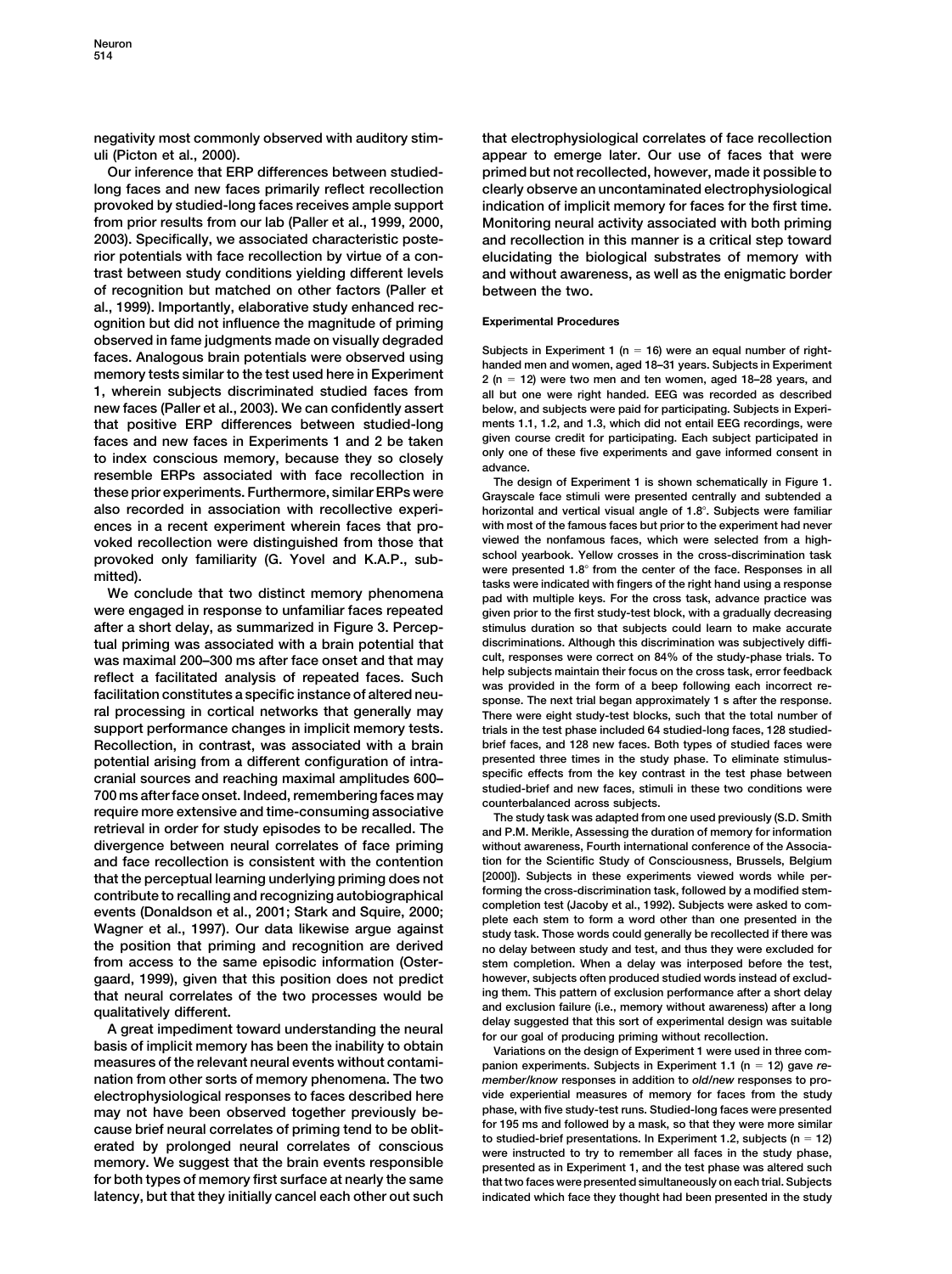negativity most commonly observed with auditory stimuli (Picton et al., 2000).

Our inference that ERP differences between studied-long faces and new faces primarily reflect recollection provoked by studied-long faces receives ample support from prior results from our lab (Paller et al., 1999, 2000, 2003). Specifically, we associated characteristic posterior potentials with face recollection by virtue of a contrast between study conditions yielding different levels of recognition but matched on other factors (Paller et al., 1999). Importantly, elaborative study enhanced recognition but did not influence the magnitude of priming observed in fame judgments made on visually degraded faces. Analogous brain potentials were observed using memory tests similar to the test used here in Experiment 1, wherein subjects discriminated studied faces from new faces (Paller et al., 2003). We can confidently assert that positive ERP differences between studied-long faces and new faces in Experiments 1 and 2 be taken to index conscious memory, because they so closely resemble ERPs associated with face recollection in these prior experiments. Furthermore, similar ERPs were also recorded in association with recollective experiences in a recent experiment wherein faces that provoked recollection were distinguished from those that provoked only familiarity (G. Yovel and K.A.P., submitted).

We conclude that two distinct memory phenomena were engaged in response to unfamiliar faces repeated after a short delay, as summarized in Figure 3. Perceptual priming was associated with a brain potential that was maximal 200–300 ms after face onset and that may reflect a facilitated analysis of repeated faces. Such facilitation constitutes a specific instance of altered neural processing in cortical networks that generally may support performance changes in implicit memory tests. Recollection, in contrast, was associated with a brain potential arising from a different configuration of intracranial sources and reaching maximal amplitudes 600–700 ms after face onset. Indeed, remembering faces may require more extensive and time-consuming associative retrieval in order for study episodes to be recalled. The divergence between neural correlates of face priming and face recollection is consistent with the contention that the perceptual learning underlying priming does not contribute to recalling and recognizing autobiographical events (Donaldson et al., 2001; Stark and Squire, 2000; Wagner et al., 1997). Our data likewise argue against the position that priming and recognition are derived from access to the same episodic information (Ostergaard, 1999), given that this position does not predict that neural correlates of the two processes would be qualitatively different.

A great impediment toward understanding the neural basis of implicit memory has been the inability to obtain measures of the relevant neural events without contamination from other sorts of memory phenomena. The two electrophysiological responses to faces described here may not have been observed together previously because brief neural correlates of priming tend to be obliterated by prolonged neural correlates of conscious memory. We suggest that the brain events responsible for both types of memory first surface at nearly the same latency, but that they initially cancel each other out such that electrophysiological correlates of face recollection appear to emerge later. Our use of faces that were primed but not recollected, however, made it possible to clearly observe an uncontaminated electrophysiological indication of implicit memory for faces for the first time. Monitoring neural activity associated with both priming and recollection in this manner is a critical step toward elucidating the biological substrates of memory with and without awareness, as well as the enigmatic border between the two.

## Experimental Procedures

Subjects in Experiment 1 (n = 16) were an equal number of right-handed men and women, aged 18–31 years. Subjects in Experiment 2 (n = 12) were two men and ten women, aged 18–28 years, and all but one were right handed. EEG was recorded as described below, and subjects were paid for participating. Subjects in Experiments 1.1, 1.2, and 1.3, which did not entail EEG recordings, were given course credit for participating. Each subject participated in only one of these five experiments and gave informed consent in advance.

The design of Experiment 1 is shown schematically in Figure 1. Grayscale face stimuli were presented centrally and subtended a horizontal and vertical visual angle of 1.8°. Subjects were familiar with most of the famous faces but prior to the experiment had never viewed the nonfamous faces, which were selected from a high-school yearbook. Yellow crosses in the cross-discrimination task were presented 1.8° from the center of the face. Responses in all tasks were indicated with fingers of the right hand using a response pad with multiple keys. For the cross task, advance practice was given prior to the first study-test block, with a gradually decreasing stimulus duration so that subjects could learn to make accurate discriminations. Although this discrimination was subjectively difficult, responses were correct on 84% of the study-phase trials. To help subjects maintain their focus on the cross task, error feedback was provided in the form of a beep following each incorrect response. The next trial began approximately 1 s after the response. There were eight study-test blocks, such that the total number of trials in the test phase included 64 studied-long faces, 128 studied-brief faces, and 128 new faces. Both types of studied faces were presented three times in the study phase. To eliminate stimulus-specific effects from the key contrast in the test phase between studied-brief and new faces, stimuli in these two conditions were counterbalanced across subjects.

The study task was adapted from one used previously (S.D. Smith and P.M. Merikle, Assessing the duration of memory for information without awareness, Fourth international conference of the Association for the Scientific Study of Consciousness, Brussels, Belgium [2000]). Subjects in these experiments viewed words while performing the cross-discrimination task, followed by a modified stem-completion test (Jacoby et al., 1992). Subjects were asked to complete each stem to form a word other than one presented in the study task. Those words could generally be recollected if there was no delay between study and test, and thus they were excluded for stem completion. When a delay was interposed before the test, however, subjects often produced studied words instead of excluding them. This pattern of exclusion performance after a short delay and exclusion failure (i.e., memory without awareness) after a long delay suggested that this sort of experimental design was suitable for our goal of producing priming without recollection.

Variations on the design of Experiment 1 were used in three companion experiments. Subjects in Experiment 1.1 (n = 12) gave *remember/know* responses in addition to *old/new* responses to provide experiential measures of memory for faces from the study phase, with five study-test runs. Studied-long faces were presented for 195 ms and followed by a mask, so that they were more similar to studied-brief presentations. In Experiment 1.2, subjects (n = 12) were instructed to try to remember all faces in the study phase, presented as in Experiment 1, and the test phase was altered such that two faces were presented simultaneously on each trial. Subjects indicated which face they thought had been presented in the study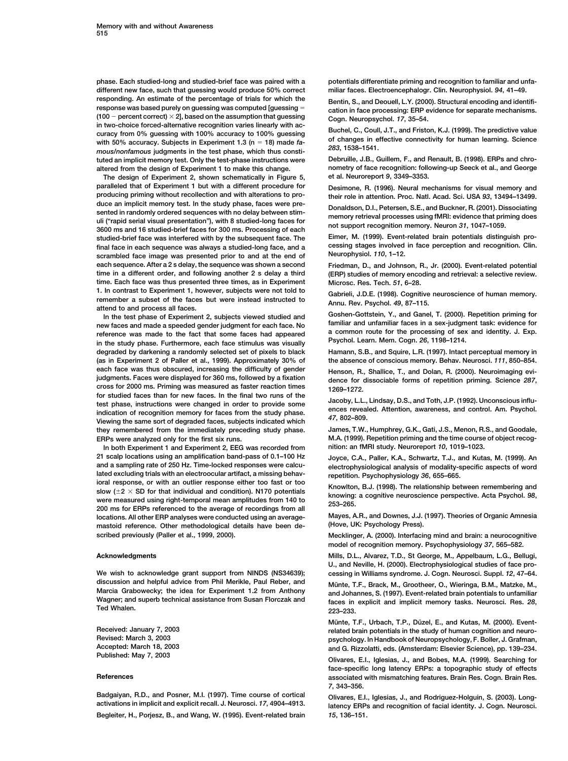phase. Each studied-long and studied-brief face was paired with a different new face, such that guessing would produce 50% correct responding. An estimate of the percentage of trials for which the response was based purely on guessing was computed [guessing = $(100 - \text{percent correct}) \times 2$], based on the assumption that guessing in two-choice forced-alternative recognition varies linearly with accuracy from 0% guessing with 100% accuracy to 100% guessing with 50% accuracy. Subjects in Experiment 1.3 ($n = 18$) made *famous/nonfamous* judgments in the test phase, which thus constituted an implicit memory test. Only the test-phase instructions were altered from the design of Experiment 1 to make this change.

The design of Experiment 2, shown schematically in Figure 5, paralleled that of Experiment 1 but with a different procedure for producing priming without recollection and with alterations to produce an implicit memory test. In the study phase, faces were presented in randomly ordered sequences with no delay between stimuli ("rapid serial visual presentation"), with 8 studied-long faces for 3600 ms and 16 studied-brief faces for 300 ms. Processing of each studied-brief face was interfered with by the subsequent face. The final face in each sequence was always a studied-long face, and a scrambled face image was presented prior to and at the end of each sequence. After a 2 s delay, the sequence was shown a second time in a different order, and following another 2 s delay a third time. Each face was thus presented three times, as in Experiment 1. In contrast to Experiment 1, however, subjects were not told to remember a subset of the faces but were instead instructed to attend to and process all faces.

In the test phase of Experiment 2, subjects viewed studied and new faces and made a speeded gender judgment for each face. No reference was made to the fact that some faces had appeared in the study phase. Furthermore, each face stimulus was visually degraded by darkening a randomly selected set of pixels to black (as in Experiment 2 of Paller et al., 1999). Approximately 30% of each face was thus obscured, increasing the difficulty of gender judgments. Faces were displayed for 360 ms, followed by a fixation cross for 2000 ms. Priming was measured as faster reaction times for studied faces than for new faces. In the final two runs of the test phase, instructions were changed in order to provide some indication of recognition memory for faces from the study phase. Viewing the same sort of degraded faces, subjects indicated which they remembered from the immediately preceding study phase. ERPs were analyzed only for the first six runs.

In both Experiment 1 and Experiment 2, EEG was recorded from 21 scalp locations using an amplification band-pass of 0.1–100 Hz and a sampling rate of 250 Hz. Time-locked responses were calculated excluding trials with an electroocular artifact, a missing behavioral response, or with an outlier response either too fast or too slow ($\pm 2 \times$ SD for that individual and condition). N170 potentials were measured using right-temporal mean amplitudes from 140 to 200 ms for ERPs referenced to the average of recordings from all locations. All other ERP analyses were conducted using an average-mastoid reference. Other methodological details have been described previously (Paller et al., 1999, 2000).

## Acknowledgments

We wish to acknowledge grant support from NINDS (NS34639); discussion and helpful advice from Phil Merikle, Paul Reber, and Marcia Grabowecky; the idea for Experiment 1.2 from Anthony Wagner; and superb technical assistance from Susan Florczak and Ted Whalen.

Received: January 7, 2003
Revised: March 3, 2003
Accepted: March 18, 2003
Published: May 7, 2003

## References

Badgaiyan, R.D., and Posner, M.I. (1997). Time course of cortical activations in implicit and explicit recall. J. Neurosci. *17*, 4904–4913.

Begleiter, H., Porjesz, B., and Wang, W. (1995). Event-related brain potentials differentiate priming and recognition to familiar and unfamiliar faces. Electroencephalogr. Clin. Neurophysiol. *94*, 41–49.

Bentin, S., and Deouell, L.Y. (2000). Structural encoding and identification in face processing: ERP evidence for separate mechanisms. Cogn. Neuropsychol. *17*, 35–54.

Buchel, C., Coull, J.T., and Friston, K.J. (1999). The predictive value of changes in effective connectivity for human learning. Science *283*, 1538–1541.

Debruille, J.B., Guillem, F., and Renault, B. (1998). ERPs and chronometry of face recognition: following-up Seeck et al., and George et al. Neuroreport *9*, 3349–3353.

Desimone, R. (1996). Neural mechanisms for visual memory and their role in attention. Proc. Natl. Acad. Sci. USA *93*, 13494–13499.

Donaldson, D.I., Petersen, S.E., and Buckner, R. (2001). Dissociating memory retrieval processes using fMRI: evidence that priming does not support recognition memory. Neuron *31*, 1047–1059.

Eimer, M. (1999). Event-related brain potentials distinguish processing stages involved in face perception and recognition. Clin. Neurophysiol. *110*, 1–12.

Friedman, D., and Johnson, R., Jr. (2000). Event-related potential (ERP) studies of memory encoding and retrieval: a selective review. Microsc. Res. Tech. *51*, 6–28.

Gabrieli, J.D.E. (1998). Cognitive neuroscience of human memory. Annu. Rev. Psychol. *49*, 87–115.

Goshen-Gottstein, Y., and Ganel, T. (2000). Repetition priming for familiar and unfamiliar faces in a sex-judgment task: evidence for a common route for the processing of sex and identity. J. Exp. Psychol. Learn. Mem. Cogn. *26*, 1198–1214.

Hamann, S.B., and Squire, L.R. (1997). Intact perceptual memory in the absence of conscious memory. Behav. Neurosci. *111*, 850–854.

Henson, R., Shallice, T., and Dolan, R. (2000). Neuroimaging evidence for dissociable forms of repetition priming. Science *287*, 1269–1272.

Jacoby, L.L., Lindsay, D.S., and Toth, J.P. (1992). Unconscious influences revealed. Attention, awareness, and control. Am. Psychol. *47*, 802–809.

James, T.W., Humphrey, G.K., Gati, J.S., Menon, R.S., and Goodale, M.A. (1999). Repetition priming and the time course of object recognition: an fMRI study. Neuroreport *10*, 1019–1023.

Joyce, C.A., Paller, K.A., Schwartz, T.J., and Kutas, M. (1999). An electrophysiological analysis of modality-specific aspects of word repetition. Psychophysiology *36*, 655–665.

Knowlton, B.J. (1998). The relationship between remembering and knowing: a cognitive neuroscience perspective. Acta Psychol. *98*, 253–265.

Mayes, A.R., and Downes, J.J. (1997). Theories of Organic Amnesia (Hove, UK: Psychology Press).

Mecklinger, A. (2000). Interfacing mind and brain: a neurocognitive model of recognition memory. Psychophysiology *37*, 565–582.

Mills, D.L., Alvarez, T.D., St George, M., Appelbaum, L.G., Bellugi, U., and Neville, H. (2000). Electrophysiological studies of face processing in Williams syndrome. J. Cogn. Neurosci. Suppl. *12*, 47–64.

Münte, T.F., Brack, M., Grootheer, O., Wieringa, B.M., Matzke, M., and Johannes, S. (1997). Event-related brain potentials to unfamiliar faces in explicit and implicit memory tasks. Neurosci. Res. *28*, 223–233.

Münte, T.F., Urbach, T.P., Düzel, E., and Kutas, M. (2000). Event-related brain potentials in the study of human cognition and neuropsychology. In Handbook of Neuropsychology, F. Boller, J. Grafman, and G. Rizzolatti, eds. (Amsterdam: Elsevier Science), pp. 139–234.

Olivares, E.I., Iglesias, J., and Bobes, M.A. (1999). Searching for face-specific long latency ERPs: a topographic study of effects associated with mismatching features. Brain Res. Cogn. Brain Res. *7*, 343–356.

Olivares, E.I., Iglesias, J., and Rodriguez-Holguin, S. (2003). Long-latency ERPs and recognition of facial identity. J. Cogn. Neurosci. *15*, 136–151.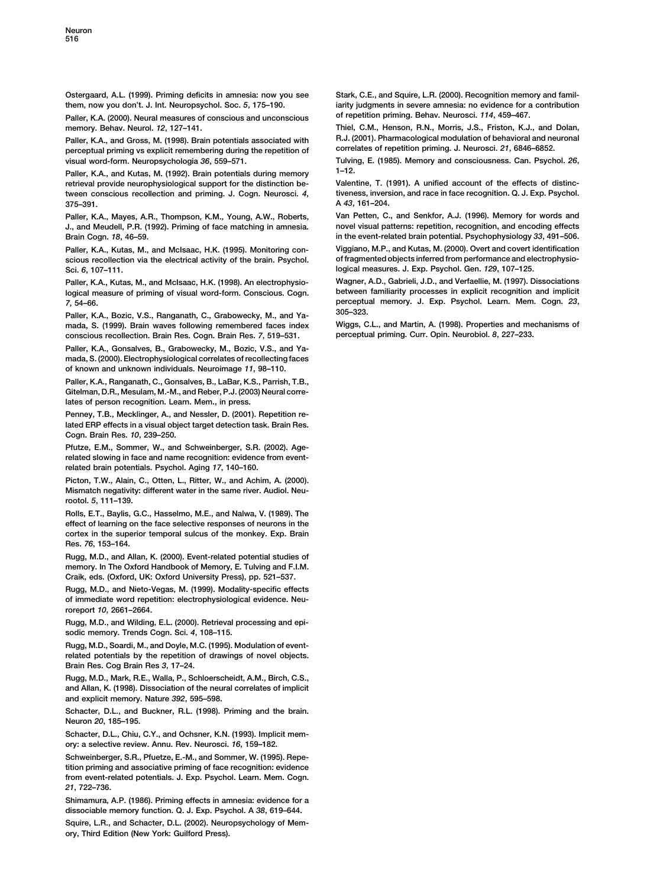Ostergaard, A.L. (1999). Priming deficits in amnesia: now you see them, now you don't. J. Int. Neuropsychol. Soc. *5*, 175–190.

Paller, K.A. (2000). Neural measures of conscious and unconscious memory. Behav. Neurol. *12*, 127–141.

Paller, K.A., and Gross, M. (1998). Brain potentials associated with perceptual priming vs explicit remembering during the repetition of visual word-form. Neuropsychologia *36*, 559–571.

Paller, K.A., and Kutas, M. (1992). Brain potentials during memory retrieval provide neurophysiological support for the distinction between conscious recollection and priming. J. Cogn. Neurosci. *4*, 375–391.

Paller, K.A., Mayes, A.R., Thompson, K.M., Young, A.W., Roberts, J., and Meudell, P.R. (1992). Priming of face matching in amnesia. Brain Cogn. *18*, 46–59.

Paller, K.A., Kutas, M., and McIsaac, H.K. (1995). Monitoring conscious recollection via the electrical activity of the brain. Psychol. Sci. *6*, 107–111.

Paller, K.A., Kutas, M., and McIsaac, H.K. (1998). An electrophysiological measure of priming of visual word-form. Conscious. Cogn. *7*, 54–66.

Paller, K.A., Bozic, V.S., Ranganath, C., Grabowecky, M., and Yamada, S. (1999). Brain waves following remembered faces index conscious recollection. Brain Res. Cogn. Brain Res. *7*, 519–531.

Paller, K.A., Gonsalves, B., Grabowecky, M., Bozic, V.S., and Yamada, S. (2000). Electrophysiological correlates of recollecting faces of known and unknown individuals. Neuroimage *11*, 98–110.

Paller, K.A., Ranganath, C., Gonsalves, B., LaBar, K.S., Parrish, T.B., Gitelman, D.R., Mesulam, M.-M., and Reber, P.J. (2003) Neural correlates of person recognition. Learn. Mem., in press.

Penney, T.B., Mecklinger, A., and Nessler, D. (2001). Repetition related ERP effects in a visual object target detection task. Brain Res. Cogn. Brain Res. *10*, 239–250.

Pfutze, E.M., Sommer, W., and Schweinberger, S.R. (2002). Age-related slowing in face and name recognition: evidence from event-related brain potentials. Psychol. Aging *17*, 140–160.

Picton, T.W., Alain, C., Otten, L., Ritter, W., and Achim, A. (2000). Mismatch negativity: different water in the same river. Audiol. Neurootol. *5*, 111–139.

Rolls, E.T., Baylis, G.C., Hasselmo, M.E., and Nalwa, V. (1989). The effect of learning on the face selective responses of neurons in the cortex in the superior temporal sulcus of the monkey. Exp. Brain Res. *76*, 153–164.

Rugg, M.D., and Allan, K. (2000). Event-related potential studies of memory. In The Oxford Handbook of Memory, E. Tulving and F.I.M. Craik, eds. (Oxford, UK: Oxford University Press), pp. 521–537.

Rugg, M.D., and Nieto-Vegas, M. (1999). Modality-specific effects of immediate word repetition: electrophysiological evidence. Neuroreport *10*, 2661–2664.

Rugg, M.D., and Wilding, E.L. (2000). Retrieval processing and episodic memory. Trends Cogn. Sci. *4*, 108–115.

Rugg, M.D., Soardi, M., and Doyle, M.C. (1995). Modulation of event-related potentials by the repetition of drawings of novel objects. Brain Res. Cog Brain Res *3*, 17–24.

Rugg, M.D., Mark, R.E., Walla, P., Schloerscheidt, A.M., Birch, C.S., and Allan, K. (1998). Dissociation of the neural correlates of implicit and explicit memory. Nature *392*, 595–598.

Schacter, D.L., and Buckner, R.L. (1998). Priming and the brain. Neuron *20*, 185–195.

Schacter, D.L., Chiu, C.Y., and Ochsner, K.N. (1993). Implicit memory: a selective review. Annu. Rev. Neurosci. *16*, 159–182.

Schweinberger, S.R., Pfuetze, E.-M., and Sommer, W. (1995). Repetition priming and associative priming of face recognition: evidence from event-related potentials. J. Exp. Psychol. Learn. Mem. Cogn. *21*, 722–736.

Shimamura, A.P. (1986). Priming effects in amnesia: evidence for a dissociable memory function. Q. J. Exp. Psychol. A *38*, 619–644.

Squire, L.R., and Schacter, D.L. (2002). Neuropsychology of Memory, Third Edition (New York: Guilford Press).

Stark, C.E., and Squire, L.R. (2000). Recognition memory and familiarity judgments in severe amnesia: no evidence for a contribution of repetition priming. Behav. Neurosci. *114*, 459–467.

Thiel, C.M., Henson, R.N., Morris, J.S., Friston, K.J., and Dolan, R.J. (2001). Pharmacological modulation of behavioral and neuronal correlates of repetition priming. J. Neurosci. *21*, 6846–6852.

Tulving, E. (1985). Memory and consciousness. Can. Psychol. *26*, 1–12.

Valentine, T. (1991). A unified account of the effects of distinctiveness, inversion, and race in face recognition. Q. J. Exp. Psychol. A *43*, 161–204.

Van Petten, C., and Senkfor, A.J. (1996). Memory for words and novel visual patterns: repetition, recognition, and encoding effects in the event-related brain potential. Psychophysiology *33*, 491–506.

Viggiano, M.P., and Kutas, M. (2000). Overt and covert identification of fragmented objects inferred from performance and electrophysiological measures. J. Exp. Psychol. Gen. *129*, 107–125.

Wagner, A.D., Gabrieli, J.D., and Verfaellie, M. (1997). Dissociations between familiarity processes in explicit recognition and implicit perceptual memory. J. Exp. Psychol. Learn. Mem. Cogn. *23*, 305–323.

Wiggs, C.L., and Martin, A. (1998). Properties and mechanisms of perceptual priming. Curr. Opin. Neurobiol. *8*, 227–233.